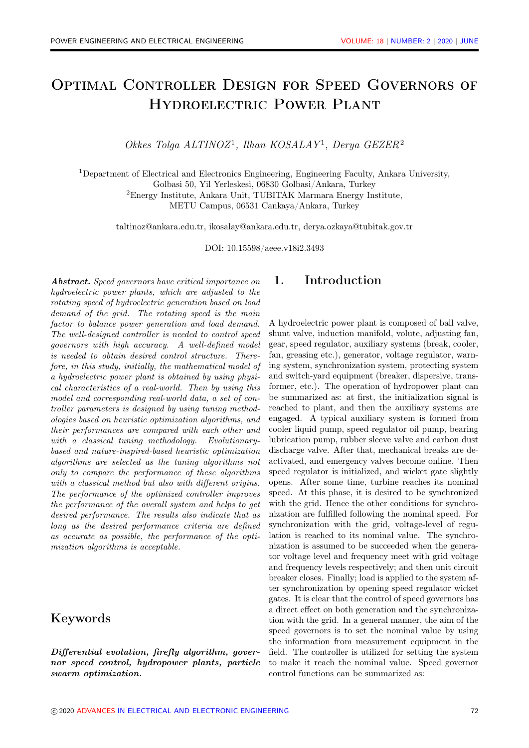# Optimal Controller Design for Speed Governors of Hydroelectric Power Plant

*Okkes Tolga ALTINOZ[1], Ilhan KOSALAY[1], Derya GEZER[2]*

[1]Department of Electrical and Electronics Engineering, Engineering Faculty, Ankara University, Golbasi 50, Yil Yerleskesi, 06830 Golbasi/Ankara, Turkey
[2]Energy Institute, Ankara Unit, TUBITAK Marmara Energy Institute, METU Campus, 06531 Cankaya/Ankara, Turkey

taltinoz@ankara.edu.tr, ikosalay@ankara.edu.tr, derya.ozkaya@tubitak.gov.tr

DOI: 10.15598/aeee.v18i2.3493

***Abstract.*** *Speed governors have critical importance on hydroelectric power plants, which are adjusted to the rotating speed of hydroelectric generation based on load demand of the grid. The rotating speed is the main factor to balance power generation and load demand. The well-designed controller is needed to control speed governors with high accuracy. A well-defined model is needed to obtain desired control structure. Therefore, in this study, initially, the mathematical model of a hydroelectric power plant is obtained by using physical characteristics of a real-world. Then by using this model and corresponding real-world data, a set of controller parameters is designed by using tuning methodologies based on heuristic optimization algorithms, and their performances are compared with each other and with a classical tuning methodology. Evolutionary-based and nature-inspired-based heuristic optimization algorithms are selected as the tuning algorithms not only to compare the performance of these algorithms with a classical method but also with different origins. The performance of the optimized controller improves the performance of the overall system and helps to get desired performance. The results also indicate that as long as the desired performance criteria are defined as accurate as possible, the performance of the optimization algorithms is acceptable.*

## Keywords

***Differential evolution, firefly algorithm, governor speed control, hydropower plants, particle swarm optimization.***

## 1. Introduction

A hydroelectric power plant is composed of ball valve, shunt valve, induction manifold, volute, adjusting fan, gear, speed regulator, auxiliary systems (break, cooler, fan, greasing etc.), generator, voltage regulator, warning system, synchronization system, protecting system and switch-yard equipment (breaker, dispersive, transformer, etc.). The operation of hydropower plant can be summarized as: at first, the initialization signal is reached to plant, and then the auxiliary systems are engaged. A typical auxiliary system is formed from cooler liquid pump, speed regulator oil pump, bearing lubrication pump, rubber sleeve valve and carbon dust discharge valve. After that, mechanical breaks are deactivated, and emergency valves become online. Then speed regulator is initialized, and wicket gate slightly opens. After some time, turbine reaches its nominal speed. At this phase, it is desired to be synchronized with the grid. Hence the other conditions for synchronization are fulfilled following the nominal speed. For synchronization with the grid, voltage-level of regulation is reached to its nominal value. The synchronization is assumed to be succeeded when the generator voltage level and frequency meet with grid voltage and frequency levels respectively; and then unit circuit breaker closes. Finally; load is applied to the system after synchronization by opening speed regulator wicket gates. It is clear that the control of speed governors has a direct effect on both generation and the synchronization with the grid. In a general manner, the aim of the speed governors is to set the nominal value by using the information from measurement equipment in the field. The controller is utilized for setting the system to make it reach the nominal value. Speed governor control functions can be summarized as: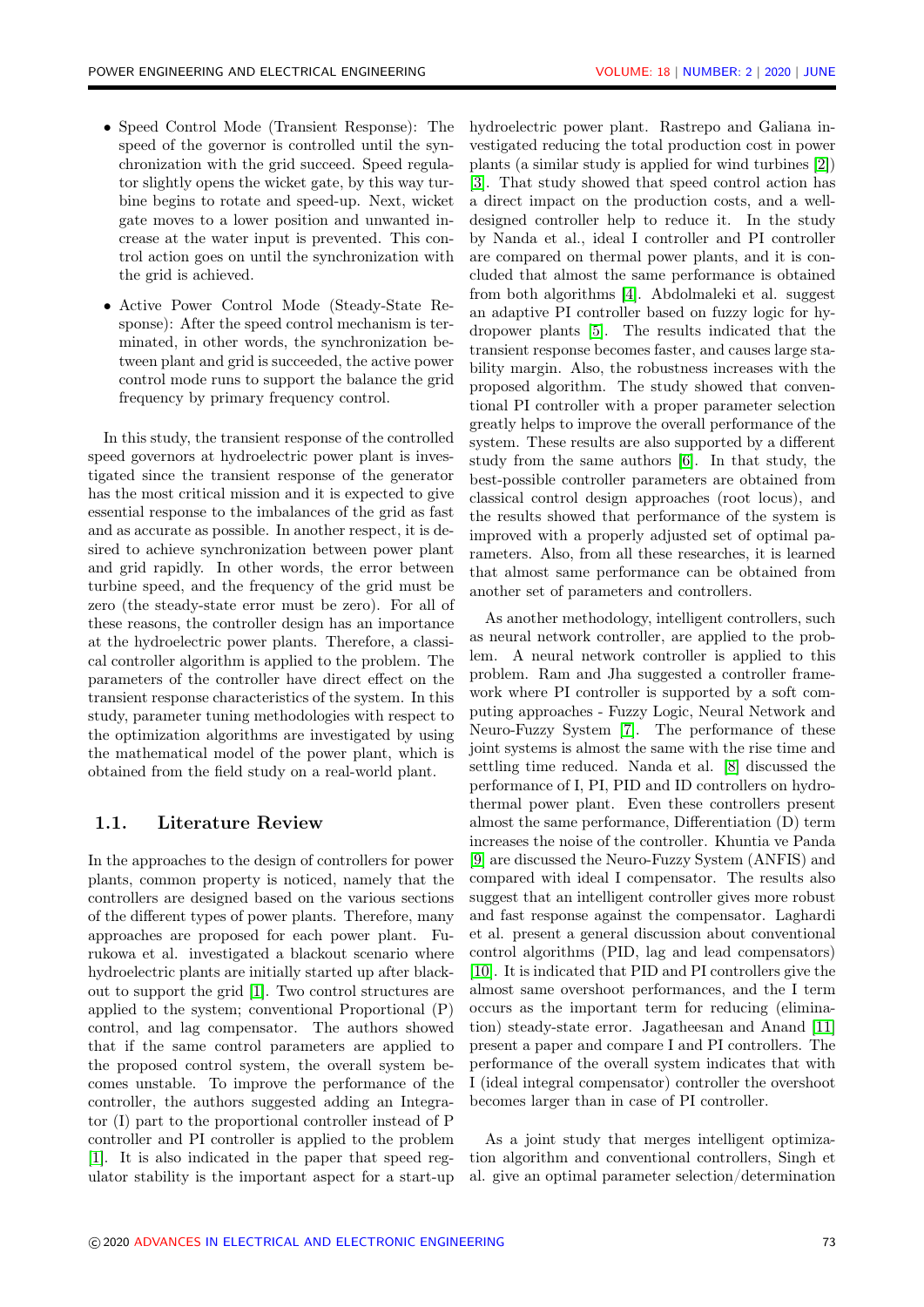- Speed Control Mode (Transient Response): The speed of the governor is controlled until the synchronization with the grid succeed. Speed regulator slightly opens the wicket gate, by this way turbine begins to rotate and speed-up. Next, wicket gate moves to a lower position and unwanted increase at the water input is prevented. This control action goes on until the synchronization with the grid is achieved.
- Active Power Control Mode (Steady-State Response): After the speed control mechanism is terminated, in other words, the synchronization between plant and grid is succeeded, the active power control mode runs to support the balance the grid frequency by primary frequency control.

In this study, the transient response of the controlled speed governors at hydroelectric power plant is investigated since the transient response of the generator has the most critical mission and it is expected to give essential response to the imbalances of the grid as fast and as accurate as possible. In another respect, it is desired to achieve synchronization between power plant and grid rapidly. In other words, the error between turbine speed, and the frequency of the grid must be zero (the steady-state error must be zero). For all of these reasons, the controller design has an importance at the hydroelectric power plants. Therefore, a classical controller algorithm is applied to the problem. The parameters of the controller have direct effect on the transient response characteristics of the system. In this study, parameter tuning methodologies with respect to the optimization algorithms are investigated by using the mathematical model of the power plant, which is obtained from the field study on a real-world plant.

### 1.1. Literature Review

In the approaches to the design of controllers for power plants, common property is noticed, namely that the controllers are designed based on the various sections of the different types of power plants. Therefore, many approaches are proposed for each power plant. Furukowa et al. investigated a blackout scenario where hydroelectric plants are initially started up after blackout to support the grid [1]. Two control structures are applied to the system; conventional Proportional (P) control, and lag compensator. The authors showed that if the same control parameters are applied to the proposed control system, the overall system becomes unstable. To improve the performance of the controller, the authors suggested adding an Integrator (I) part to the proportional controller instead of P controller and PI controller is applied to the problem [1]. It is also indicated in the paper that speed regulator stability is the important aspect for a start-up hydroelectric power plant. Rastrepo and Galiana investigated reducing the total production cost in power plants (a similar study is applied for wind turbines [2]) [3]. That study showed that speed control action has a direct impact on the production costs, and a well-designed controller help to reduce it. In the study by Nanda et al., ideal I controller and PI controller are compared on thermal power plants, and it is concluded that almost the same performance is obtained from both algorithms [4]. Abdolmaleki et al. suggest an adaptive PI controller based on fuzzy logic for hydropower plants [5]. The results indicated that the transient response becomes faster, and causes large stability margin. Also, the robustness increases with the proposed algorithm. The study showed that conventional PI controller with a proper parameter selection greatly helps to improve the overall performance of the system. These results are also supported by a different study from the same authors [6]. In that study, the best-possible controller parameters are obtained from classical control design approaches (root locus), and the results showed that performance of the system is improved with a properly adjusted set of optimal parameters. Also, from all these researches, it is learned that almost same performance can be obtained from another set of parameters and controllers.

As another methodology, intelligent controllers, such as neural network controller, are applied to the problem. A neural network controller is applied to this problem. Ram and Jha suggested a controller framework where PI controller is supported by a soft computing approaches - Fuzzy Logic, Neural Network and Neuro-Fuzzy System [7]. The performance of these joint systems is almost the same with the rise time and settling time reduced. Nanda et al. [8] discussed the performance of I, PI, PID and ID controllers on hydrothermal power plant. Even these controllers present almost the same performance, Differentiation (D) term increases the noise of the controller. Khuntia ve Panda [9] are discussed the Neuro-Fuzzy System (ANFIS) and compared with ideal I compensator. The results also suggest that an intelligent controller gives more robust and fast response against the compensator. Laghardi et al. present a general discussion about conventional control algorithms (PID, lag and lead compensators) [10]. It is indicated that PID and PI controllers give the almost same overshoot performances, and the I term occurs as the important term for reducing (elimination) steady-state error. Jagatheesan and Anand [11] present a paper and compare I and PI controllers. The performance of the overall system indicates that with I (ideal integral compensator) controller the overshoot becomes larger than in case of PI controller.

As a joint study that merges intelligent optimization algorithm and conventional controllers, Singh et al. give an optimal parameter selection/determination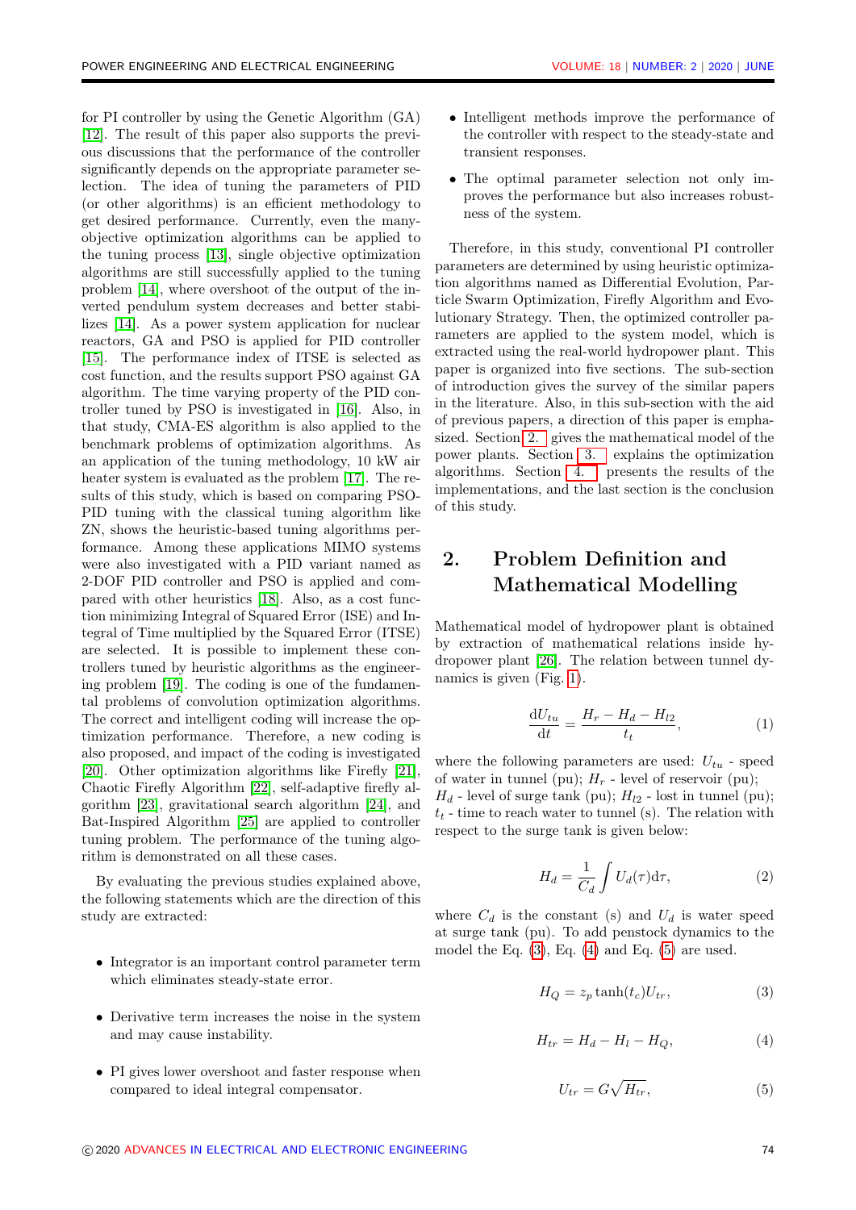for PI controller by using the Genetic Algorithm (GA) [12]. The result of this paper also supports the previous discussions that the performance of the controller significantly depends on the appropriate parameter selection. The idea of tuning the parameters of PID (or other algorithms) is an efficient methodology to get desired performance. Currently, even the many-objective optimization algorithms can be applied to the tuning process [13], single objective optimization algorithms are still successfully applied to the tuning problem [14], where overshoot of the output of the inverted pendulum system decreases and better stabilizes [14]. As a power system application for nuclear reactors, GA and PSO is applied for PID controller [15]. The performance index of ITSE is selected as cost function, and the results support PSO against GA algorithm. The time varying property of the PID controller tuned by PSO is investigated in [16]. Also, in that study, CMA-ES algorithm is also applied to the benchmark problems of optimization algorithms. As an application of the tuning methodology, 10 kW air heater system is evaluated as the problem [17]. The results of this study, which is based on comparing PSO-PID tuning with the classical tuning algorithm like ZN, shows the heuristic-based tuning algorithms performance. Among these applications MIMO systems were also investigated with a PID variant named as 2-DOF PID controller and PSO is applied and compared with other heuristics [18]. Also, as a cost function minimizing Integral of Squared Error (ISE) and Integral of Time multiplied by the Squared Error (ITSE) are selected. It is possible to implement these controllers tuned by heuristic algorithms as the engineering problem [19]. The coding is one of the fundamental problems of convolution optimization algorithms. The correct and intelligent coding will increase the optimization performance. Therefore, a new coding is also proposed, and impact of the coding is investigated [20]. Other optimization algorithms like Firefly [21], Chaotic Firefly Algorithm [22], self-adaptive firefly algorithm [23], gravitational search algorithm [24], and Bat-Inspired Algorithm [25] are applied to controller tuning problem. The performance of the tuning algorithm is demonstrated on all these cases.

By evaluating the previous studies explained above, the following statements which are the direction of this study are extracted:

- Integrator is an important control parameter term which eliminates steady-state error.
- Derivative term increases the noise in the system and may cause instability.
- PI gives lower overshoot and faster response when compared to ideal integral compensator.
- Intelligent methods improve the performance of the controller with respect to the steady-state and transient responses.
- The optimal parameter selection not only improves the performance but also increases robustness of the system.

Therefore, in this study, conventional PI controller parameters are determined by using heuristic optimization algorithms named as Differential Evolution, Particle Swarm Optimization, Firefly Algorithm and Evolutionary Strategy. Then, the optimized controller parameters are applied to the system model, which is extracted using the real-world hydropower plant. This paper is organized into five sections. The sub-section of introduction gives the survey of the similar papers in the literature. Also, in this sub-section with the aid of previous papers, a direction of this paper is emphasized. Section 2. gives the mathematical model of the power plants. Section 3. explains the optimization algorithms. Section 4. presents the results of the implementations, and the last section is the conclusion of this study.

## 2. Problem Definition and Mathematical Modelling

Mathematical model of hydropower plant is obtained by extraction of mathematical relations inside hydropower plant [26]. The relation between tunnel dynamics is given (Fig. 1).

$$\frac{\mathrm{d}U_{tu}}{\mathrm{d}t} = \frac{H_r - H_d - H_{l2}}{t_t}, \tag{1}$$

where the following parameters are used: $U_{tu}$ - speed of water in tunnel (pu); $H_r$ - level of reservoir (pu); $H_d$ - level of surge tank (pu); $H_{l2}$ - lost in tunnel (pu); $t_t$ - time to reach water to tunnel (s). The relation with respect to the surge tank is given below:

$$H_d = \frac{1}{C_d}\int U_d(\tau)\mathrm{d}\tau, \tag{2}$$

where $C_d$ is the constant (s) and $U_d$ is water speed at surge tank (pu). To add penstock dynamics to the model the Eq. (3), Eq. (4) and Eq. (5) are used.

$$H_Q = z_p \tanh(t_c) U_{tr}, \tag{3}$$

$$H_{tr} = H_d - H_l - H_Q, \tag{4}$$

$$U_{tr} = G\sqrt{H_{tr}}, \tag{5}$$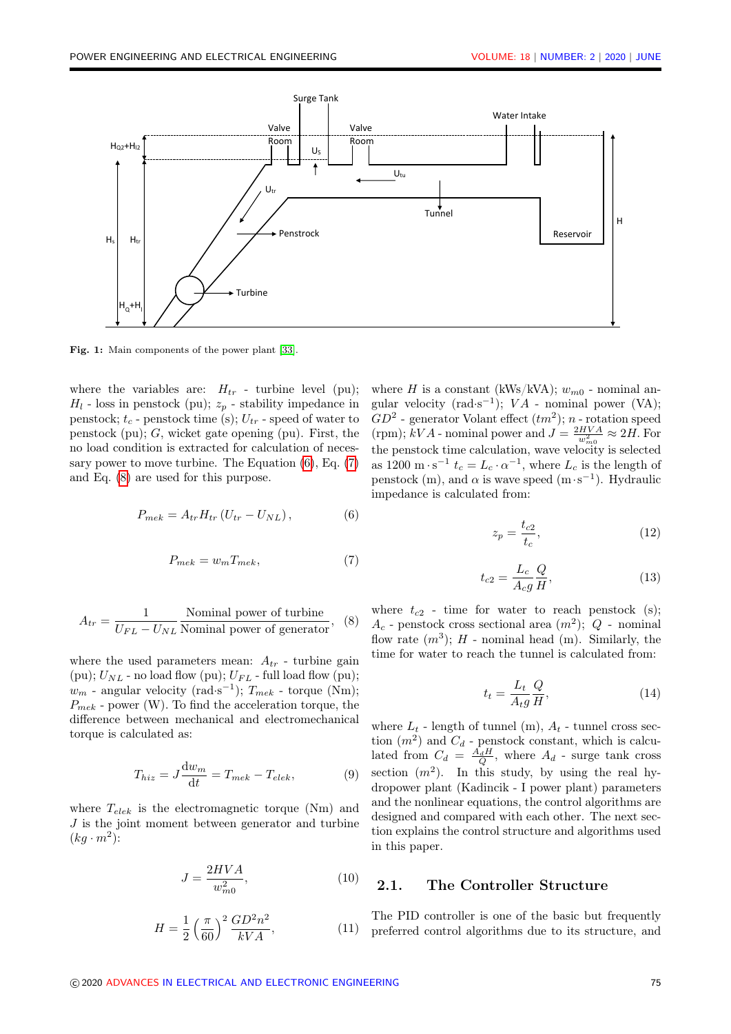Fig. 1: Main components of the power plant [33].

where the variables are: $H_{tr}$ - turbine level (pu); $H_l$ - loss in penstock (pu); $z_p$ - stability impedance in penstock; $t_c$ - penstock time (s); $U_{tr}$ - speed of water to penstock (pu); $G$, wicket gate opening (pu). First, the no load condition is extracted for calculation of necessary power to move turbine. The Equation (6), Eq. (7) and Eq. (8) are used for this purpose.

$$P_{mek} = A_{tr} H_{tr} \left( U_{tr} - U_{NL} \right), \tag{6}$$

$$P_{mek} = w_m T_{mek}, \tag{7}$$

$$A_{tr} = \frac{1}{U_{FL} - U_{NL}} \frac{\text{Nominal power of turbine}}{\text{Nominal power of generator}}, \tag{8}$$

where the used parameters mean: $A_{tr}$ - turbine gain (pu); $U_{NL}$ - no load flow (pu); $U_{FL}$ - full load flow (pu); $w_m$ - angular velocity (rad·s$^{-1}$); $T_{mek}$ - torque (Nm); $P_{mek}$ - power (W). To find the acceleration torque, the difference between mechanical and electromechanical torque is calculated as:

$$T_{hiz} = J \frac{\mathrm{d}w_m}{\mathrm{d}t} = T_{mek} - T_{elek}, \tag{9}$$

where $T_{elek}$ is the electromagnetic torque (Nm) and $J$ is the joint moment between generator and turbine $(kg \cdot m^2)$:

$$J = \frac{2HVA}{w_{m0}^2}, \tag{10}$$

$$H = \frac{1}{2} \left( \frac{\pi}{60} \right)^2 \frac{GD^2 n^2}{kVA}, \tag{11}$$

where $H$ is a constant (kWs/kVA); $w_{m0}$ - nominal angular velocity (rad·s$^{-1}$); $VA$ - nominal power (VA); $GD^2$ - generator Volant effect $(tm^2)$; $n$ - rotation speed (rpm); $kVA$ - nominal power and $J = \frac{2HVA}{w_{m0}^2} \approx 2H$. For the penstock time calculation, wave velocity is selected as 1200 m·s$^{-1}$ $t_c = L_c \cdot \alpha^{-1}$, where $L_c$ is the length of penstock (m), and $\alpha$ is wave speed (m·s$^{-1}$). Hydraulic impedance is calculated from:

$$z_p = \frac{t_{c2}}{t_c}, \tag{12}$$

$$t_{c2} = \frac{L_c}{A_c g} \frac{Q}{H}, \tag{13}$$

where $t_{c2}$ - time for water to reach penstock (s); $A_c$ - penstock cross sectional area $(m^2)$; $Q$ - nominal flow rate $(m^3)$; $H$ - nominal head (m). Similarly, the time for water to reach the tunnel is calculated from:

$$t_t = \frac{L_t}{A_t g} \frac{Q}{H}, \tag{14}$$

where $L_t$ - length of tunnel (m), $A_t$ - tunnel cross section $(m^2)$ and $C_d$ - penstock constant, which is calculated from $C_d = \frac{A_d H}{Q}$, where $A_d$ - surge tank cross section $(m^2)$. In this study, by using the real hydropower plant (Kadincik - I power plant) parameters and the nonlinear equations, the control algorithms are designed and compared with each other. The next section explains the control structure and algorithms used in this paper.

## 2.1. The Controller Structure

The PID controller is one of the basic but frequently preferred control algorithms due to its structure, and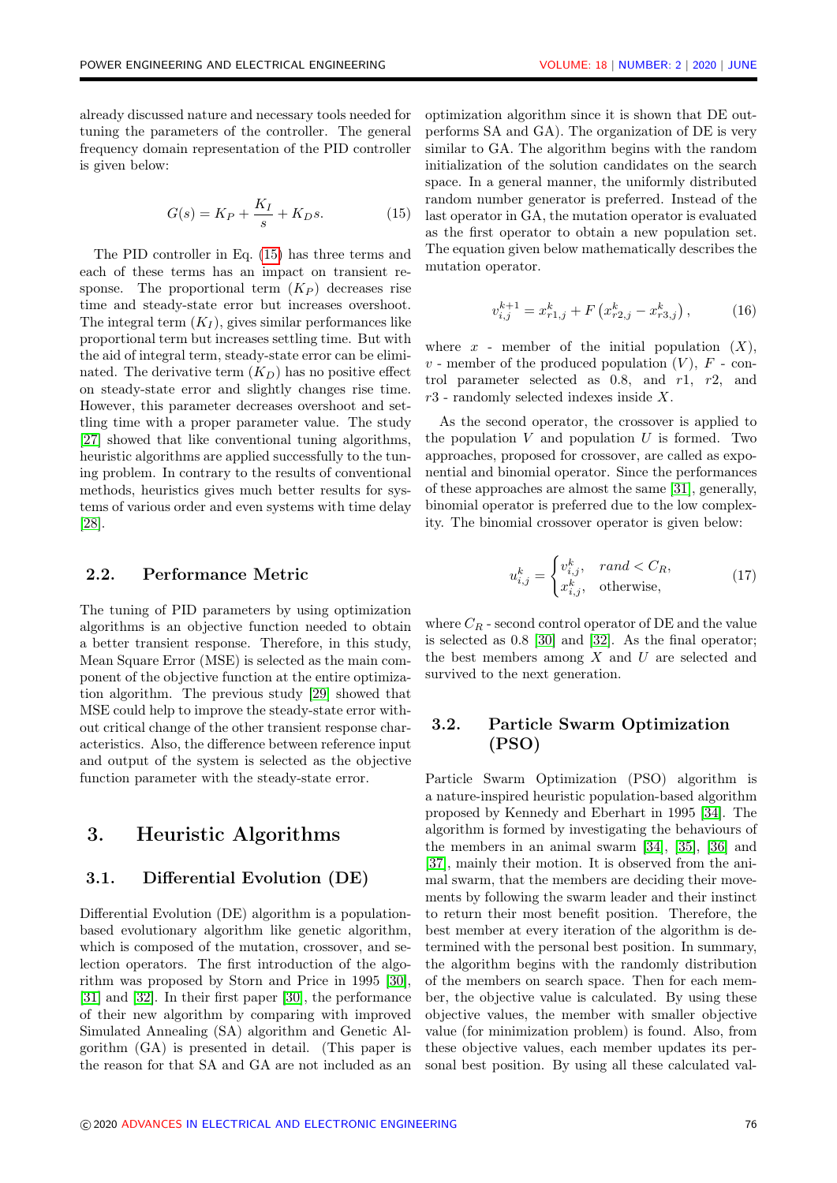already discussed nature and necessary tools needed for tuning the parameters of the controller. The general frequency domain representation of the PID controller is given below:

$$G(s) = K_P + \frac{K_I}{s} + K_D s. \tag{15}$$

The PID controller in Eq. (15) has three terms and each of these terms has an impact on transient response. The proportional term ($K_P$) decreases rise time and steady-state error but increases overshoot. The integral term ($K_I$), gives similar performances like proportional term but increases settling time. But with the aid of integral term, steady-state error can be eliminated. The derivative term ($K_D$) has no positive effect on steady-state error and slightly changes rise time. However, this parameter decreases overshoot and settling time with a proper parameter value. The study [27] showed that like conventional tuning algorithms, heuristic algorithms are applied successfully to the tuning problem. In contrary to the results of conventional methods, heuristics gives much better results for systems of various order and even systems with time delay [28].

## 2.2. Performance Metric

The tuning of PID parameters by using optimization algorithms is an objective function needed to obtain a better transient response. Therefore, in this study, Mean Square Error (MSE) is selected as the main component of the objective function at the entire optimization algorithm. The previous study [29] showed that MSE could help to improve the steady-state error without critical change of the other transient response characteristics. Also, the difference between reference input and output of the system is selected as the objective function parameter with the steady-state error.

# 3. Heuristic Algorithms

## 3.1. Differential Evolution (DE)

Differential Evolution (DE) algorithm is a population-based evolutionary algorithm like genetic algorithm, which is composed of the mutation, crossover, and selection operators. The first introduction of the algorithm was proposed by Storn and Price in 1995 [30], [31] and [32]. In their first paper [30], the performance of their new algorithm by comparing with improved Simulated Annealing (SA) algorithm and Genetic Algorithm (GA) is presented in detail. (This paper is the reason for that SA and GA are not included as an optimization algorithm since it is shown that DE outperforms SA and GA). The organization of DE is very similar to GA. The algorithm begins with the random initialization of the solution candidates on the search space. In a general manner, the uniformly distributed random number generator is preferred. Instead of the last operator in GA, the mutation operator is evaluated as the first operator to obtain a new population set. The equation given below mathematically describes the mutation operator.

$$v_{i,j}^{k+1} = x_{r1,j}^{k} + F\left(x_{r2,j}^{k} - x_{r3,j}^{k}\right), \tag{16}$$

where $x$ - member of the initial population ($X$), $v$ - member of the produced population ($V$), $F$ - control parameter selected as 0.8, and $r1$, $r2$, and $r3$ - randomly selected indexes inside $X$.

As the second operator, the crossover is applied to the population $V$ and population $U$ is formed. Two approaches, proposed for crossover, are called as exponential and binomial operator. Since the performances of these approaches are almost the same [31], generally, binomial operator is preferred due to the low complexity. The binomial crossover operator is given below:

$$u_{i,j}^{k} = \begin{cases} v_{i,j}^{k}, & rand < C_R, \\ x_{i,j}^{k}, & \text{otherwise}, \end{cases} \tag{17}$$

where $C_R$ - second control operator of DE and the value is selected as 0.8 [30] and [32]. As the final operator; the best members among $X$ and $U$ are selected and survived to the next generation.

## 3.2. Particle Swarm Optimization (PSO)

Particle Swarm Optimization (PSO) algorithm is a nature-inspired heuristic population-based algorithm proposed by Kennedy and Eberhart in 1995 [34]. The algorithm is formed by investigating the behaviours of the members in an animal swarm [34], [35], [36] and [37], mainly their motion. It is observed from the animal swarm, that the members are deciding their movements by following the swarm leader and their instinct to return their most benefit position. Therefore, the best member at every iteration of the algorithm is determined with the personal best position. In summary, the algorithm begins with the randomly distribution of the members on search space. Then for each member, the objective value is calculated. By using these objective values, the member with smaller objective value (for minimization problem) is found. Also, from these objective values, each member updates its personal best position. By using all these calculated val-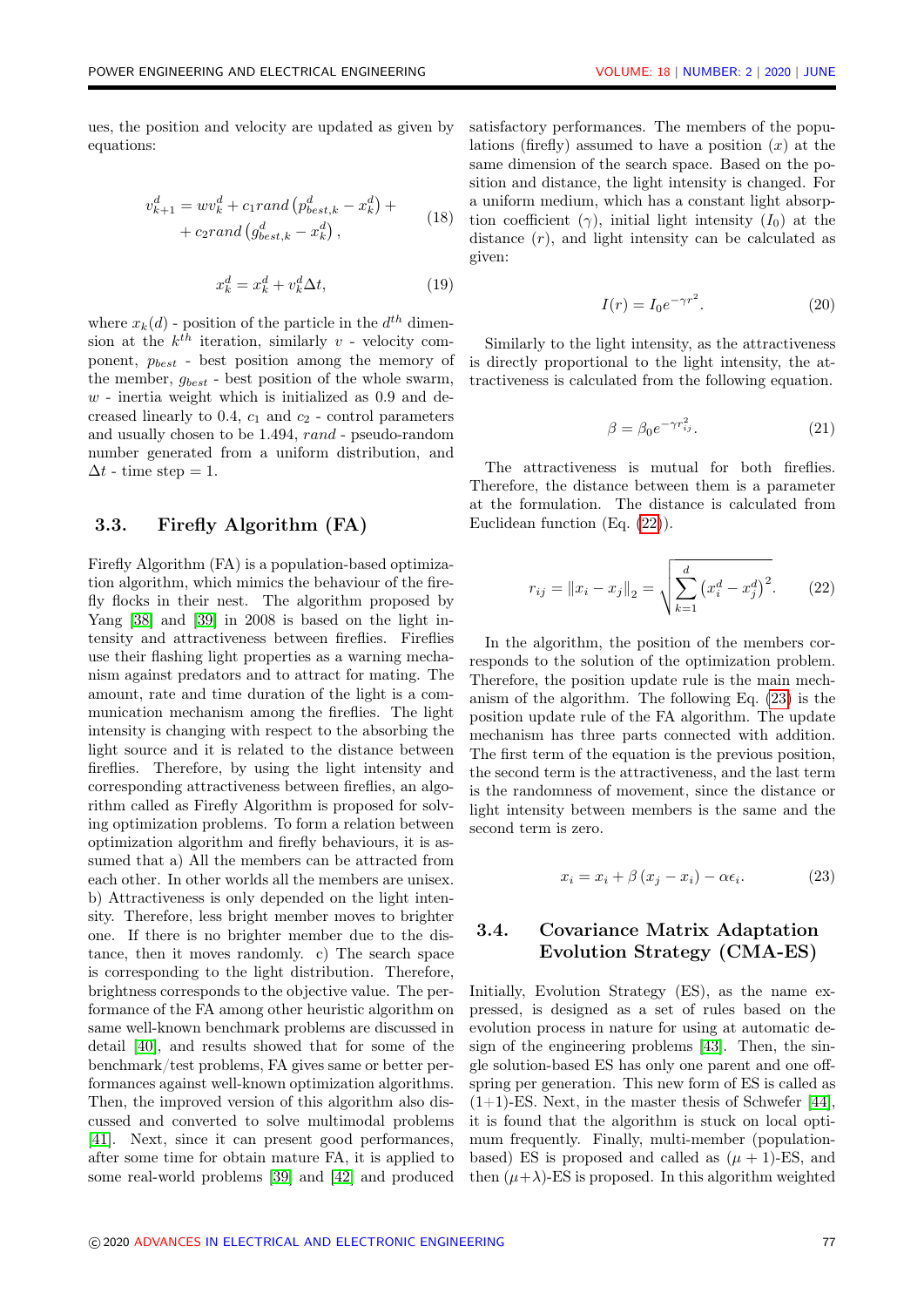ues, the position and velocity are updated as given by equations:

$$v_{k+1}^{d} = wv_{k}^{d} + c_{1}rand\left(p_{best,k}^{d} - x_{k}^{d}\right) + \\ + c_{2}rand\left(g_{best,k}^{d} - x_{k}^{d}\right), \tag{18}$$

$$x_{k}^{d} = x_{k}^{d} + v_{k}^{d}\Delta t, \tag{19}$$

where $x_k(d)$ - position of the particle in the $d^{th}$ dimension at the $k^{th}$ iteration, similarly $v$ - velocity component, $p_{best}$ - best position among the memory of the member, $g_{best}$ - best position of the whole swarm, $w$ - inertia weight which is initialized as 0.9 and decreased linearly to 0.4, $c_1$ and $c_2$ - control parameters and usually chosen to be 1.494, $rand$ - pseudo-random number generated from a uniform distribution, and $\Delta t$ - time step = 1.

## 3.3. Firefly Algorithm (FA)

Firefly Algorithm (FA) is a population-based optimization algorithm, which mimics the behaviour of the firefly flocks in their nest. The algorithm proposed by Yang [38] and [39] in 2008 is based on the light intensity and attractiveness between fireflies. Fireflies use their flashing light properties as a warning mechanism against predators and to attract for mating. The amount, rate and time duration of the light is a communication mechanism among the fireflies. The light intensity is changing with respect to the absorbing the light source and it is related to the distance between fireflies. Therefore, by using the light intensity and corresponding attractiveness between fireflies, an algorithm called as Firefly Algorithm is proposed for solving optimization problems. To form a relation between optimization algorithm and firefly behaviours, it is assumed that a) All the members can be attracted from each other. In other worlds all the members are unisex. b) Attractiveness is only depended on the light intensity. Therefore, less bright member moves to brighter one. If there is no brighter member due to the distance, then it moves randomly. c) The search space is corresponding to the light distribution. Therefore, brightness corresponds to the objective value. The performance of the FA among other heuristic algorithm on same well-known benchmark problems are discussed in detail [40], and results showed that for some of the benchmark/test problems, FA gives same or better performances against well-known optimization algorithms. Then, the improved version of this algorithm also discussed and converted to solve multimodal problems [41]. Next, since it can present good performances, after some time for obtain mature FA, it is applied to some real-world problems [39] and [42] and produced satisfactory performances. The members of the populations (firefly) assumed to have a position ($x$) at the same dimension of the search space. Based on the position and distance, the light intensity is changed. For a uniform medium, which has a constant light absorption coefficient ($\gamma$), initial light intensity ($I_0$) at the distance ($r$), and light intensity can be calculated as given:

$$I(r) = I_0 e^{-\gamma r^2}. \tag{20}$$

Similarly to the light intensity, as the attractiveness is directly proportional to the light intensity, the attractiveness is calculated from the following equation.

$$\beta = \beta_0 e^{-\gamma r_{ij}^2}. \tag{21}$$

The attractiveness is mutual for both fireflies. Therefore, the distance between them is a parameter at the formulation. The distance is calculated from Euclidean function (Eq. (22)).

$$r_{ij} = \left\|x_i - x_j\right\|_2 = \sqrt{\sum_{k=1}^{d}\left(x_i^d - x_j^d\right)^2}. \tag{22}$$

In the algorithm, the position of the members corresponds to the solution of the optimization problem. Therefore, the position update rule is the main mechanism of the algorithm. The following Eq. (23) is the position update rule of the FA algorithm. The update mechanism has three parts connected with addition. The first term of the equation is the previous position, the second term is the attractiveness, and the last term is the randomness of movement, since the distance or light intensity between members is the same and the second term is zero.

$$x_i = x_i + \beta\left(x_j - x_i\right) - \alpha\epsilon_i. \tag{23}$$

## 3.4. Covariance Matrix Adaptation Evolution Strategy (CMA-ES)

Initially, Evolution Strategy (ES), as the name expressed, is designed as a set of rules based on the evolution process in nature for using at automatic design of the engineering problems [43]. Then, the single solution-based ES has only one parent and one offspring per generation. This new form of ES is called as (1+1)-ES. Next, in the master thesis of Schwefer [44], it is found that the algorithm is stuck on local optimum frequently. Finally, multi-member (population-based) ES is proposed and called as $(\mu + 1)$-ES, and then $(\mu+\lambda)$-ES is proposed. In this algorithm weighted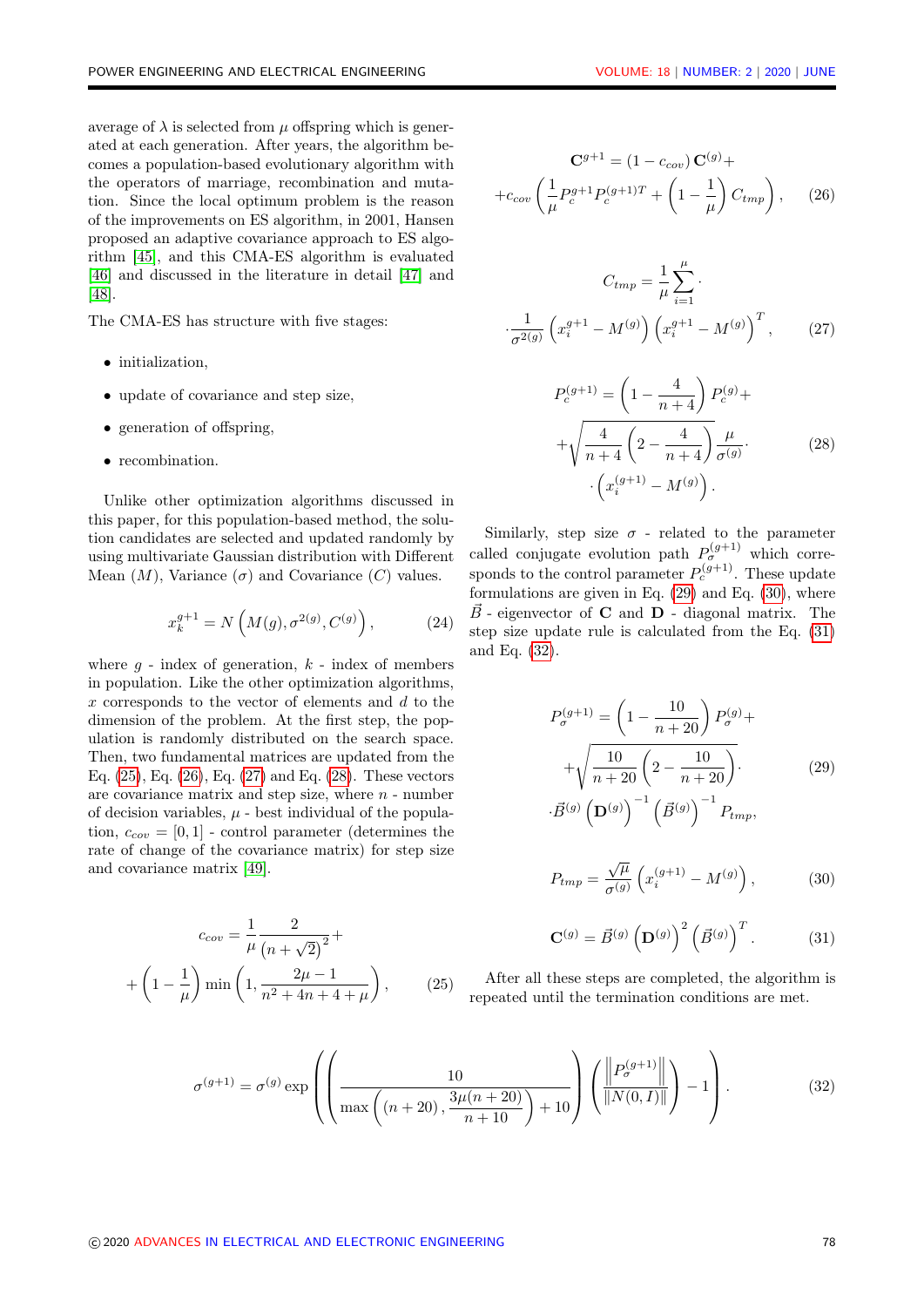average of $\lambda$ is selected from $\mu$ offspring which is generated at each generation. After years, the algorithm becomes a population-based evolutionary algorithm with the operators of marriage, recombination and mutation. Since the local optimum problem is the reason of the improvements on ES algorithm, in 2001, Hansen proposed an adaptive covariance approach to ES algorithm [45], and this CMA-ES algorithm is evaluated [46] and discussed in the literature in detail [47] and [48].

The CMA-ES has structure with five stages:

- initialization,
- update of covariance and step size,
- generation of offspring,
- recombination.

Unlike other optimization algorithms discussed in this paper, for this population-based method, the solution candidates are selected and updated randomly by using multivariate Gaussian distribution with Different Mean ($M$), Variance ($\sigma$) and Covariance ($C$) values.

$$x_k^{g+1} = N\left(M(g), \sigma^{2(g)}, C^{(g)}\right), \tag{24}$$

where $g$ - index of generation, $k$ - index of members in population. Like the other optimization algorithms, $x$ corresponds to the vector of elements and $d$ to the dimension of the problem. At the first step, the population is randomly distributed on the search space. Then, two fundamental matrices are updated from the Eq. (25), Eq. (26), Eq. (27) and Eq. (28). These vectors are covariance matrix and step size, where $n$ - number of decision variables, $\mu$ - best individual of the population, $c_{cov} = [0, 1]$ - control parameter (determines the rate of change of the covariance matrix) for step size and covariance matrix [49].

$$c_{cov} = \frac{1}{\mu}\frac{2}{\left(n+\sqrt{2}\right)^2} + \left(1 - \frac{1}{\mu}\right)\min\left(1, \frac{2\mu - 1}{n^2 + 4n + 4 + \mu}\right), \tag{25}$$

$$\mathbf{C}^{g+1} = \left(1 - c_{cov}\right)\mathbf{C}^{(g)} + c_{cov}\left(\frac{1}{\mu}P_c^{g+1}P_c^{(g+1)T} + \left(1 - \frac{1}{\mu}\right)C_{tmp}\right), \tag{26}$$

$$C_{tmp} = \frac{1}{\mu}\sum_{i=1}^{\mu} \cdot \frac{1}{\sigma^{2(g)}}\left(x_i^{g+1} - M^{(g)}\right)\left(x_i^{g+1} - M^{(g)}\right)^T, \tag{27}$$

$$P_c^{(g+1)} = \left(1 - \frac{4}{n+4}\right)P_c^{(g)} + \sqrt{\frac{4}{n+4}\left(2 - \frac{4}{n+4}\right)}\frac{\mu}{\sigma^{(g)}} \cdot \left(x_i^{(g+1)} - M^{(g)}\right). \tag{28}$$

Similarly, step size $\sigma$ - related to the parameter called conjugate evolution path $P_\sigma^{(g+1)}$ which corresponds to the control parameter $P_c^{(g+1)}$. These update formulations are given in Eq. (29) and Eq. (30), where $\vec{B}$ - eigenvector of $\mathbf{C}$ and $\mathbf{D}$ - diagonal matrix. The step size update rule is calculated from the Eq. (31) and Eq. (32).

$$P_\sigma^{(g+1)} = \left(1 - \frac{10}{n+20}\right)P_\sigma^{(g)} + \sqrt{\frac{10}{n+20}\left(2 - \frac{10}{n+20}\right)} \cdot \vec{B}^{(g)}\left(\mathbf{D}^{(g)}\right)^{-1}\left(\vec{B}^{(g)}\right)^{-1}P_{tmp}, \tag{29}$$

$$P_{tmp} = \frac{\sqrt{\mu}}{\sigma^{(g)}}\left(x_i^{(g+1)} - M^{(g)}\right), \tag{30}$$

$$\mathbf{C}^{(g)} = \vec{B}^{(g)}\left(\mathbf{D}^{(g)}\right)^2\left(\vec{B}^{(g)}\right)^T. \tag{31}$$

After all these steps are completed, the algorithm is repeated until the termination conditions are met.

$$\sigma^{(g+1)} = \sigma^{(g)}\exp\left(\left(\frac{10}{\max\left((n+20), \frac{3\mu(n+20)}{n+10}\right) + 10}\right)\left(\frac{\left\|P_\sigma^{(g+1)}\right\|}{\left\|N(0,I)\right\|}\right) - 1\right). \tag{32}$$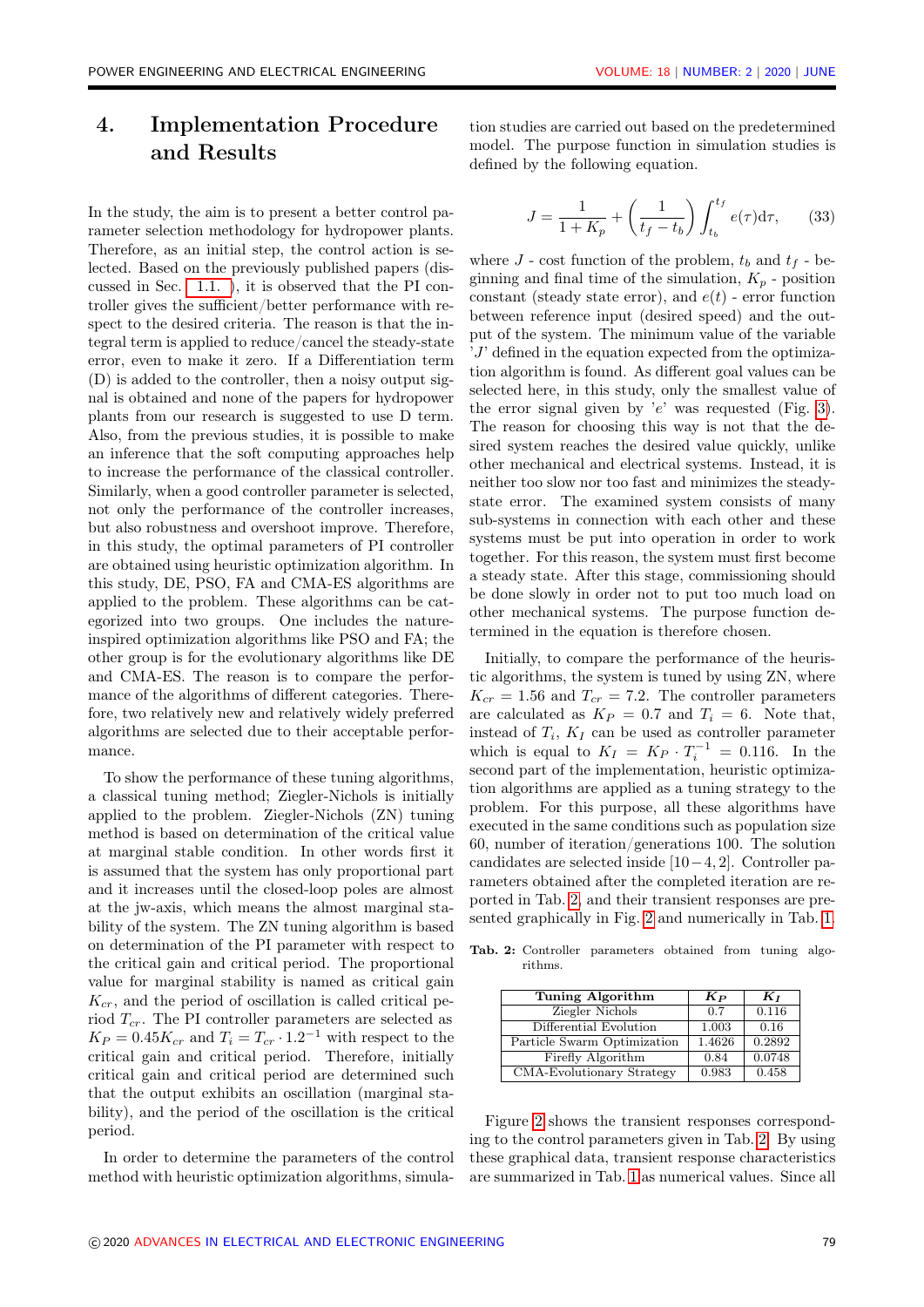## 4. Implementation Procedure and Results

In the study, the aim is to present a better control parameter selection methodology for hydropower plants. Therefore, as an initial step, the control action is selected. Based on the previously published papers (discussed in Sec. 1.1. ), it is observed that the PI controller gives the sufficient/better performance with respect to the desired criteria. The reason is that the integral term is applied to reduce/cancel the steady-state error, even to make it zero. If a Differentiation term (D) is added to the controller, then a noisy output signal is obtained and none of the papers for hydropower plants from our research is suggested to use D term. Also, from the previous studies, it is possible to make an inference that the soft computing approaches help to increase the performance of the classical controller. Similarly, when a good controller parameter is selected, not only the performance of the controller increases, but also robustness and overshoot improve. Therefore, in this study, the optimal parameters of PI controller are obtained using heuristic optimization algorithm. In this study, DE, PSO, FA and CMA-ES algorithms are applied to the problem. These algorithms can be categorized into two groups. One includes the nature-inspired optimization algorithms like PSO and FA; the other group is for the evolutionary algorithms like DE and CMA-ES. The reason is to compare the performance of the algorithms of different categories. Therefore, two relatively new and relatively widely preferred algorithms are selected due to their acceptable performance.

To show the performance of these tuning algorithms, a classical tuning method; Ziegler-Nichols is initially applied to the problem. Ziegler-Nichols (ZN) tuning method is based on determination of the critical value at marginal stable condition. In other words first it is assumed that the system has only proportional part and it increases until the closed-loop poles are almost at the jw-axis, which means the almost marginal stability of the system. The ZN tuning algorithm is based on determination of the PI parameter with respect to the critical gain and critical period. The proportional value for marginal stability is named as critical gain $K_{cr}$, and the period of oscillation is called critical period $T_{cr}$. The PI controller parameters are selected as $K_P = 0.45K_{cr}$ and $T_i = T_{cr} \cdot 1.2^{-1}$ with respect to the critical gain and critical period. Therefore, initially critical gain and critical period are determined such that the output exhibits an oscillation (marginal stability), and the period of the oscillation is the critical period.

In order to determine the parameters of the control method with heuristic optimization algorithms, simulation studies are carried out based on the predetermined model. The purpose function in simulation studies is defined by the following equation.

$$J = \frac{1}{1+K_p} + \left(\frac{1}{t_f - t_b}\right) \int_{t_b}^{t_f} e(\tau)\mathrm{d}\tau, \qquad (33)$$

where $J$ - cost function of the problem, $t_b$ and $t_f$ - beginning and final time of the simulation, $K_p$ - position constant (steady state error), and $e(t)$ - error function between reference input (desired speed) and the output of the system. The minimum value of the variable '$J$' defined in the equation expected from the optimization algorithm is found. As different goal values can be selected here, in this study, only the smallest value of the error signal given by '$e$' was requested (Fig. 3). The reason for choosing this way is not that the desired system reaches the desired value quickly, unlike other mechanical and electrical systems. Instead, it is neither too slow nor too fast and minimizes the steady-state error. The examined system consists of many sub-systems in connection with each other and these systems must be put into operation in order to work together. For this reason, the system must first become a steady state. After this stage, commissioning should be done slowly in order not to put too much load on other mechanical systems. The purpose function determined in the equation is therefore chosen.

Initially, to compare the performance of the heuristic algorithms, the system is tuned by using ZN, where $K_{cr} = 1.56$ and $T_{cr} = 7.2$. The controller parameters are calculated as $K_P = 0.7$ and $T_i = 6$. Note that, instead of $T_i$, $K_I$ can be used as controller parameter which is equal to $K_I = K_P \cdot T_i^{-1} = 0.116$. In the second part of the implementation, heuristic optimization algorithms are applied as a tuning strategy to the problem. For this purpose, all these algorithms have executed in the same conditions such as population size 60, number of iteration/generations 100. The solution candidates are selected inside $[10-4, 2]$. Controller parameters obtained after the completed iteration are reported in Tab. 2 and their transient responses are presented graphically in Fig. 2 and numerically in Tab. 1.

**Tab. 2:** Controller parameters obtained from tuning algorithms.

| Tuning Algorithm | $K_P$ | $K_I$ |
|---|---|---|
| Ziegler Nichols | 0.7 | 0.116 |
| Differential Evolution | 1.003 | 0.16 |
| Particle Swarm Optimization | 1.4626 | 0.2892 |
| Firefly Algorithm | 0.84 | 0.0748 |
| CMA-Evolutionary Strategy | 0.983 | 0.458 |

Figure 2 shows the transient responses corresponding to the control parameters given in Tab. 2. By using these graphical data, transient response characteristics are summarized in Tab. 1 as numerical values. Since all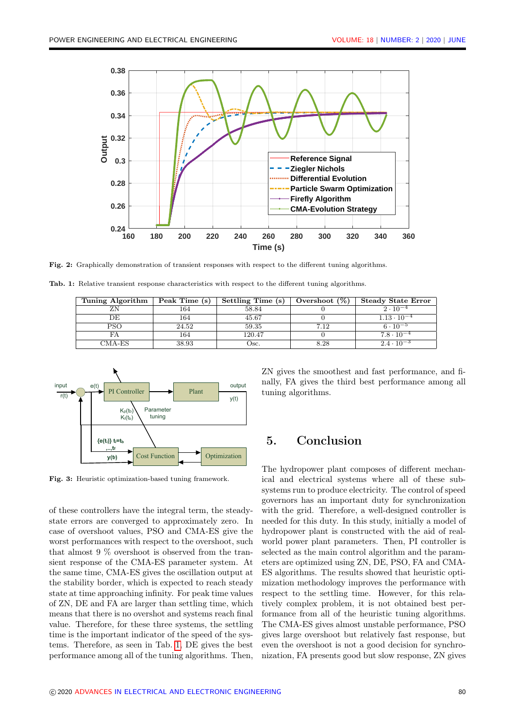Fig. 2: Graphically demonstration of transient responses with respect to the different tuning algorithms.

Tab. 1: Relative transient response characteristics with respect to the different tuning algorithms.

| Tuning Algorithm | Peak Time (s) | Settling Time (s) | Overshoot (%) | Steady State Error |
|---|---|---|---|---|
| ZN | 164 | 58.84 | 0 | $2 \cdot 10^{-4}$ |
| DE | 164 | 45.67 | 0 | $1.13 \cdot 10^{-4}$ |
| PSO | 24.52 | 59.35 | 7.12 | $6 \cdot 10^{-5}$ |
| FA | 164 | 120.47 | 0 | $7.8 \cdot 10^{-4}$ |
| CMA-ES | 38.93 | Osc. | 8.28 | $2.4 \cdot 10^{-3}$ |

Fig. 3: Heuristic optimization-based tuning framework.

of these controllers have the integral term, the steady-state errors are converged to approximately zero. In case of overshoot values, PSO and CMA-ES give the worst performances with respect to the overshoot, such that almost 9 % overshoot is observed from the transient response of the CMA-ES parameter system. At the same time, CMA-ES gives the oscillation output at the stability border, which is expected to reach steady state at time approaching infinity. For peak time values of ZN, DE and FA are larger than settling time, which means that there is no overshot and systems reach final value. Therefore, for these three systems, the settling time is the important indicator of the speed of the systems. Therefore, as seen in Tab. 1, DE gives the best performance among all of the tuning algorithms. Then, ZN gives the smoothest and fast performance, and finally, FA gives the third best performance among all tuning algorithms.

## 5. Conclusion

The hydropower plant composes of different mechanical and electrical systems where all of these subsystems run to produce electricity. The control of speed governors has an important duty for synchronization with the grid. Therefore, a well-designed controller is needed for this duty. In this study, initially a model of hydropower plant is constructed with the aid of real-world power plant parameters. Then, PI controller is selected as the main control algorithm and the parameters are optimized using ZN, DE, PSO, FA and CMA-ES algorithms. The results showed that heuristic optimization methodology improves the performance with respect to the settling time. However, for this relatively complex problem, it is not obtained best performance from all of the heuristic tuning algorithms. The CMA-ES gives almost unstable performance, PSO gives large overshoot but relatively fast response, but even the overshoot is not a good decision for synchronization, FA presents good but slow response, ZN gives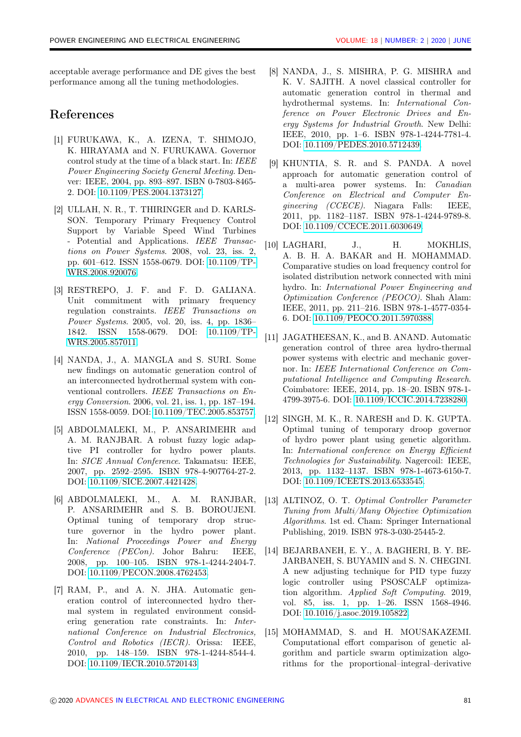acceptable average performance and DE gives the best performance among all the tuning methodologies.

## References

[1] FURUKAWA, K., A. IZENA, T. SHIMOJO, K. HIRAYAMA and N. FURUKAWA. Governor control study at the time of a black start. In: *IEEE Power Engineering Society General Meeting*. Denver: IEEE, 2004, pp. 893–897. ISBN 0-7803-8465-2. DOI: 10.1109/PES.2004.1373127.

[2] ULLAH, N. R., T. THIRINGER and D. KARLSSON. Temporary Primary Frequency Control Support by Variable Speed Wind Turbines - Potential and Applications. *IEEE Transactions on Power Systems*. 2008, vol. 23, iss. 2, pp. 601–612. ISSN 1558-0679. DOI: 10.1109/TPWRS.2008.920076.

[3] RESTREPO, J. F. and F. D. GALIANA. Unit commitment with primary frequency regulation constraints. *IEEE Transactions on Power Systems*. 2005, vol. 20, iss. 4, pp. 1836–1842. ISSN 1558-0679. DOI: 10.1109/TPWRS.2005.857011.

[4] NANDA, J., A. MANGLA and S. SURI. Some new findings on automatic generation control of an interconnected hydrothermal system with conventional controllers. *IEEE Transactions on Energy Conversion*. 2006, vol. 21, iss. 1, pp. 187–194. ISSN 1558-0059. DOI: 10.1109/TEC.2005.853757.

[5] ABDOLMALEKI, M., P. ANSARIMEHR and A. M. RANJBAR. A robust fuzzy logic adaptive PI controller for hydro power plants. In: *SICE Annual Conference*. Takamatsu: IEEE, 2007, pp. 2592–2595. ISBN 978-4-907764-27-2. DOI: 10.1109/SICE.2007.4421428.

[6] ABDOLMALEKI, M., A. M. RANJBAR, P. ANSARIMEHR and S. B. BOROUJENI. Optimal tuning of temporary drop structure governor in the hydro power plant. In: *National Proceedings Power and Energy Conference (PECon)*. Johor Bahru: IEEE, 2008, pp. 100–105. ISBN 978-1-4244-2404-7. DOI: 10.1109/PECON.2008.4762453.

[7] RAM, P., and A. N. JHA. Automatic generation control of interconnected hydro thermal system in regulated environment considering generation rate constraints. In: *International Conference on Industrial Electronics, Control and Robotics (IECR)*. Orissa: IEEE, 2010, pp. 148–159. ISBN 978-1-4244-8544-4. DOI: 10.1109/IECR.2010.5720143.

[8] NANDA, J., S. MISHRA, P. G. MISHRA and K. V. SAJITH. A novel classical controller for automatic generation control in thermal and hydrothermal systems. In: *International Conference on Power Electronic Drives and Energy Systems for Industrial Growth*. New Delhi: IEEE, 2010, pp. 1–6. ISBN 978-1-4244-7781-4. DOI: 10.1109/PEDES.2010.5712439.

[9] KHUNTIA, S. R. and S. PANDA. A novel approach for automatic generation control of a multi-area power systems. In: *Canadian Conference on Electrical and Computer Engineering (CCECE)*. Niagara Falls: IEEE, 2011, pp. 1182–1187. ISBN 978-1-4244-9789-8. DOI: 10.1109/CCECE.2011.6030649.

[10] LAGHARI, J., H. MOKHLIS, A. B. H. A. BAKAR and H. MOHAMMAD. Comparative studies on load frequency control for isolated distribution network connected with mini hydro. In: *International Power Engineering and Optimization Conference (PEOCO)*. Shah Alam: IEEE, 2011, pp. 211–216. ISBN 978-1-4577-0354-6. DOI: 10.1109/PEOCO.2011.5970388.

[11] JAGATHEESAN, K., and B. ANAND. Automatic generation control of three area hydro-thermal power systems with electric and mechanic governor. In: *IEEE International Conference on Computational Intelligence and Computing Research*. Coimbatore: IEEE, 2014, pp. 18–20. ISBN 978-1-4799-3975-6. DOI: 10.1109/ICCIC.2014.7238280.

[12] SINGH, M. K., R. NARESH and D. K. GUPTA. Optimal tuning of temporary droop governor of hydro power plant using genetic algorithm. In: *International conference on Energy Efficient Technologies for Sustainability*. Nagercoil: IEEE, 2013, pp. 1132–1137. ISBN 978-1-4673-6150-7. DOI: 10.1109/ICEETS.2013.6533545.

[13] ALTINOZ, O. T. *Optimal Controller Parameter Tuning from Multi/Many Objective Optimization Algorithms*. 1st ed. Cham: Springer International Publishing, 2019. ISBN 978-3-030-25445-2.

[14] BEJARBANEH, E. Y., A. BAGHERI, B. Y. BEJARBANEH, S. BUYAMIN and S. N. CHEGINI. A new adjusting technique for PID type fuzzy logic controller using PSOSCALF optimization algorithm. *Applied Soft Computing*. 2019, vol. 85, iss. 1, pp. 1–26. ISSN 1568-4946. DOI: 10.1016/j.asoc.2019.105822.

[15] MOHAMMAD, S. and H. MOUSAKAZEMI. Computational effort comparison of genetic algorithm and particle swarm optimization algorithms for the proportional–integral–derivative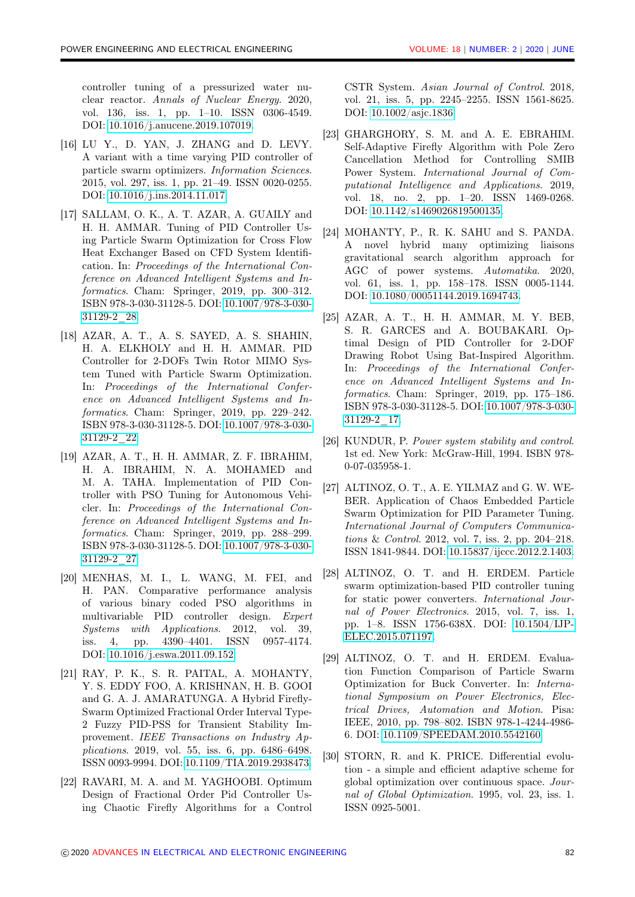controller tuning of a pressurized water nuclear reactor. *Annals of Nuclear Energy*. 2020, vol. 136, iss. 1, pp. 1–10. ISSN 0306-4549. DOI: 10.1016/j.anucene.2019.107019.

[16] LU Y., D. YAN, J. ZHANG and D. LEVY. A variant with a time varying PID controller of particle swarm optimizers. *Information Sciences*. 2015, vol. 297, iss. 1, pp. 21–49. ISSN 0020-0255. DOI: 10.1016/j.ins.2014.11.017.

[17] SALLAM, O. K., A. T. AZAR, A. GUAILY and H. H. AMMAR. Tuning of PID Controller Using Particle Swarm Optimization for Cross Flow Heat Exchanger Based on CFD System Identification. In: *Proceedings of the International Conference on Advanced Intelligent Systems and Informatics*. Cham: Springer, 2019, pp. 300–312. ISBN 978-3-030-31128-5. DOI: 10.1007/978-3-030-31129-2_28.

[18] AZAR, A. T., A. S. SAYED, A. S. SHAHIN, H. A. ELKHOLY and H. H. AMMAR. PID Controller for 2-DOFs Twin Rotor MIMO System Tuned with Particle Swarm Optimization. In: *Proceedings of the International Conference on Advanced Intelligent Systems and Informatics*. Cham: Springer, 2019, pp. 229–242. ISBN 978-3-030-31128-5. DOI: 10.1007/978-3-030-31129-2_22.

[19] AZAR, A. T., H. H. AMMAR, Z. F. IBRAHIM, H. A. IBRAHIM, N. A. MOHAMED and M. A. TAHA. Implementation of PID Controller with PSO Tuning for Autonomous Vehicler. In: *Proceedings of the International Conference on Advanced Intelligent Systems and Informatics*. Cham: Springer, 2019, pp. 288–299. ISBN 978-3-030-31128-5. DOI: 10.1007/978-3-030-31129-2_27.

[20] MENHAS, M. I., L. WANG, M. FEI, and H. PAN. Comparative performance analysis of various binary coded PSO algorithms in multivariable PID controller design. *Expert Systems with Applications*. 2012, vol. 39, iss. 4, pp. 4390–4401. ISSN 0957-4174. DOI: 10.1016/j.eswa.2011.09.152.

[21] RAY, P. K., S. R. PAITAL, A. MOHANTY, Y. S. EDDY FOO, A. KRISHNAN, H. B. GOOI and G. A. J. AMARATUNGA. A Hybrid Firefly-Swarm Optimized Fractional Order Interval Type-2 Fuzzy PID-PSS for Transient Stability Improvement. *IEEE Transactions on Industry Applications*. 2019, vol. 55, iss. 6, pp. 6486–6498. ISSN 0093-9994. DOI: 10.1109/TIA.2019.2938473.

[22] RAVARI, M. A. and M. YAGHOOBI. Optimum Design of Fractional Order Pid Controller Using Chaotic Firefly Algorithms for a Control CSTR System. *Asian Journal of Control*. 2018, vol. 21, iss. 5, pp. 2245–2255. ISSN 1561-8625. DOI: 10.1002/asjc.1836.

[23] GHARGHORY, S. M. and A. E. EBRAHIM. Self-Adaptive Firefly Algorithm with Pole Zero Cancellation Method for Controlling SMIB Power System. *International Journal of Computational Intelligence and Applications*. 2019, vol. 18, no. 2, pp. 1–20. ISSN 1469-0268. DOI: 10.1142/s1469026819500135.

[24] MOHANTY, P., R. K. SAHU and S. PANDA. A novel hybrid many optimizing liaisons gravitational search algorithm approach for AGC of power systems. *Automatika*. 2020, vol. 61, iss. 1, pp. 158–178. ISSN 0005-1144. DOI: 10.1080/00051144.2019.1694743.

[25] AZAR, A. T., H. H. AMMAR, M. Y. BEB, S. R. GARCES and A. BOUBAKARI. Optimal Design of PID Controller for 2-DOF Drawing Robot Using Bat-Inspired Algorithm. In: *Proceedings of the International Conference on Advanced Intelligent Systems and Informatics*. Cham: Springer, 2019, pp. 175–186. ISBN 978-3-030-31128-5. DOI: 10.1007/978-3-030-31129-2_17.

[26] KUNDUR, P. *Power system stability and control*. 1st ed. New York: McGraw-Hill, 1994. ISBN 978-0-07-035958-1.

[27] ALTINOZ, O. T., A. E. YILMAZ and G. W. WEBER. Application of Chaos Embedded Particle Swarm Optimization for PID Parameter Tuning. *International Journal of Computers Communications & Control*. 2012, vol. 7, iss. 2, pp. 204–218. ISSN 1841-9844. DOI: 10.15837/ijccc.2012.2.1403.

[28] ALTINOZ, O. T. and H. ERDEM. Particle swarm optimization-based PID controller tuning for static power converters. *International Journal of Power Electronics*. 2015, vol. 7, iss. 1, pp. 1–8. ISSN 1756-638X. DOI: 10.1504/IJPELEC.2015.071197.

[29] ALTINOZ, O. T. and H. ERDEM. Evaluation Function Comparison of Particle Swarm Optimization for Buck Converter. In: *International Symposium on Power Electronics, Electrical Drives, Automation and Motion*. Pisa: IEEE, 2010, pp. 798–802. ISBN 978-1-4244-4986-6. DOI: 10.1109/SPEEDAM.2010.5542160.

[30] STORN, R. and K. PRICE. Differential evolution - a simple and efficient adaptive scheme for global optimization over continuous space. *Journal of Global Optimization*. 1995, vol. 23, iss. 1. ISSN 0925-5001.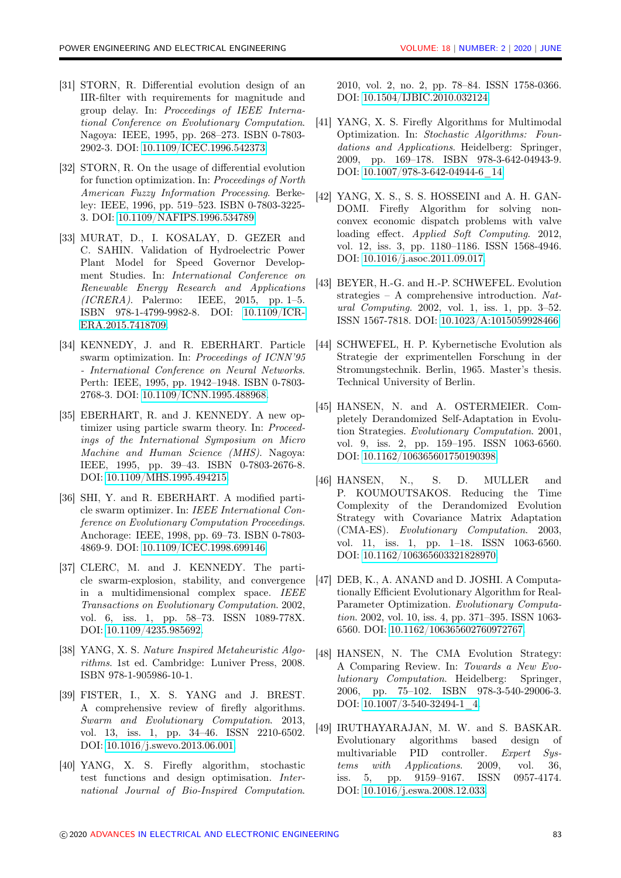[31] STORN, R. Differential evolution design of an IIR-filter with requirements for magnitude and group delay. In: *Proceedings of IEEE International Conference on Evolutionary Computation*. Nagoya: IEEE, 1995, pp. 268–273. ISBN 0-7803-2902-3. DOI: 10.1109/ICEC.1996.542373.

[32] STORN, R. On the usage of differential evolution for function optimization. In: *Proceedings of North American Fuzzy Information Processing*. Berkeley: IEEE, 1996, pp. 519–523. ISBN 0-7803-3225-3. DOI: 10.1109/NAFIPS.1996.534789.

[33] MURAT, D., I. KOSALAY, D. GEZER and C. SAHIN. Validation of Hydroelectric Power Plant Model for Speed Governor Development Studies. In: *International Conference on Renewable Energy Research and Applications (ICRERA)*. Palermo: IEEE, 2015, pp. 1–5. ISBN 978-1-4799-9982-8. DOI: 10.1109/ICRERA.2015.7418709.

[34] KENNEDY, J. and R. EBERHART. Particle swarm optimization. In: *Proceedings of ICNN'95 - International Conference on Neural Networks*. Perth: IEEE, 1995, pp. 1942–1948. ISBN 0-7803-2768-3. DOI: 10.1109/ICNN.1995.488968.

[35] EBERHART, R. and J. KENNEDY. A new optimizer using particle swarm theory. In: *Proceedings of the International Symposium on Micro Machine and Human Science (MHS)*. Nagoya: IEEE, 1995, pp. 39–43. ISBN 0-7803-2676-8. DOI: 10.1109/MHS.1995.494215.

[36] SHI, Y. and R. EBERHART. A modified particle swarm optimizer. In: *IEEE International Conference on Evolutionary Computation Proceedings*. Anchorage: IEEE, 1998, pp. 69–73. ISBN 0-7803-4869-9. DOI: 10.1109/ICEC.1998.699146.

[37] CLERC, M. and J. KENNEDY. The particle swarm-explosion, stability, and convergence in a multidimensional complex space. *IEEE Transactions on Evolutionary Computation*. 2002, vol. 6, iss. 1, pp. 58–73. ISSN 1089-778X. DOI: 10.1109/4235.985692.

[38] YANG, X. S. *Nature Inspired Metaheuristic Algorithms*. 1st ed. Cambridge: Luniver Press, 2008. ISBN 978-1-905986-10-1.

[39] FISTER, I., X. S. YANG and J. BREST. A comprehensive review of firefly algorithms. *Swarm and Evolutionary Computation*. 2013, vol. 13, iss. 1, pp. 34–46. ISSN 2210-6502. DOI: 10.1016/j.swevo.2013.06.001.

[40] YANG, X. S. Firefly algorithm, stochastic test functions and design optimisation. *International Journal of Bio-Inspired Computation*. 2010, vol. 2, no. 2, pp. 78–84. ISSN 1758-0366. DOI: 10.1504/IJBIC.2010.032124.

[41] YANG, X. S. Firefly Algorithms for Multimodal Optimization. In: *Stochastic Algorithms: Foundations and Applications*. Heidelberg: Springer, 2009, pp. 169–178. ISBN 978-3-642-04943-9. DOI: 10.1007/978-3-642-04944-6_14.

[42] YANG, X. S., S. S. HOSSEINI and A. H. GANDOMI. Firefly Algorithm for solving non-convex economic dispatch problems with valve loading effect. *Applied Soft Computing*. 2012, vol. 12, iss. 3, pp. 1180–1186. ISSN 1568-4946. DOI: 10.1016/j.asoc.2011.09.017.

[43] BEYER, H.-G. and H.-P. SCHWEFEL. Evolution strategies – A comprehensive introduction. *Natural Computing*. 2002, vol. 1, iss. 1, pp. 3–52. ISSN 1567-7818. DOI: 10.1023/A:1015059928466.

[44] SCHWEFEL, H. P. Kybernetische Evolution als Strategie der exprimentellen Forschung in der Stromungstechnik. Berlin, 1965. Master's thesis. Technical University of Berlin.

[45] HANSEN, N. and A. OSTERMEIER. Completely Derandomized Self-Adaptation in Evolution Strategies. *Evolutionary Computation*. 2001, vol. 9, iss. 2, pp. 159–195. ISSN 1063-6560. DOI: 10.1162/106365601750190398.

[46] HANSEN, N., S. D. MULLER and P. KOUMOUTSAKOS. Reducing the Time Complexity of the Derandomized Evolution Strategy with Covariance Matrix Adaptation (CMA-ES). *Evolutionary Computation*. 2003, vol. 11, iss. 1, pp. 1–18. ISSN 1063-6560. DOI: 10.1162/106365603321828970.

[47] DEB, K., A. ANAND and D. JOSHI. A Computationally Efficient Evolutionary Algorithm for Real-Parameter Optimization. *Evolutionary Computation*. 2002, vol. 10, iss. 4, pp. 371–395. ISSN 1063-6560. DOI: 10.1162/106365602760972767.

[48] HANSEN, N. The CMA Evolution Strategy: A Comparing Review. In: *Towards a New Evolutionary Computation*. Heidelberg: Springer, 2006, pp. 75–102. ISBN 978-3-540-29006-3. DOI: 10.1007/3-540-32494-1_4.

[49] IRUTHAYARAJAN, M. W. and S. BASKAR. Evolutionary algorithms based design of multivariable PID controller. *Expert Systems with Applications*. 2009, vol. 36, iss. 5, pp. 9159–9167. ISSN 0957-4174. DOI: 10.1016/j.eswa.2008.12.033.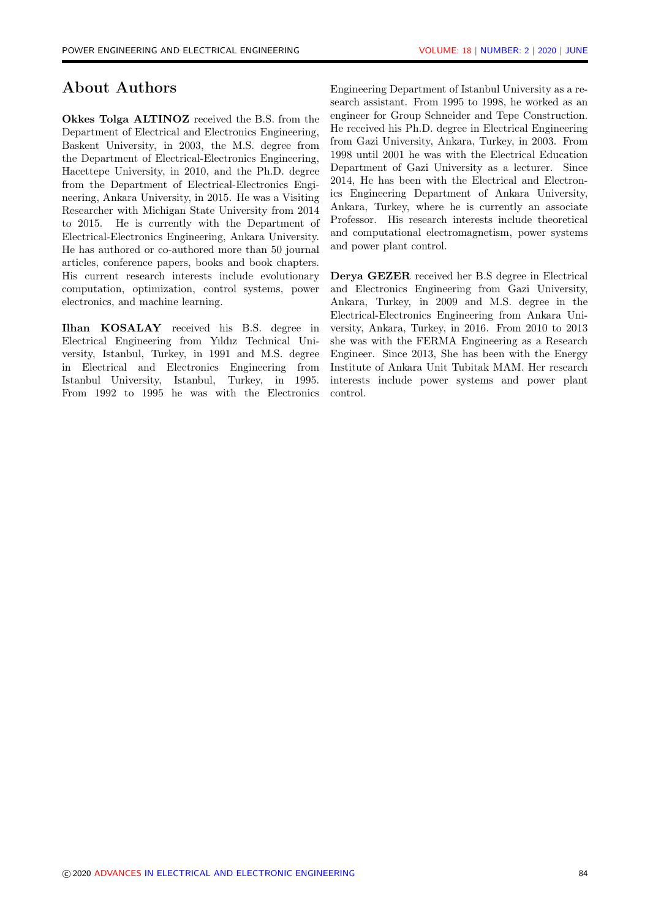## About Authors

**Okkes Tolga ALTINOZ** received the B.S. from the Department of Electrical and Electronics Engineering, Baskent University, in 2003, the M.S. degree from the Department of Electrical-Electronics Engineering, Hacettepe University, in 2010, and the Ph.D. degree from the Department of Electrical-Electronics Engineering, Ankara University, in 2015. He was a Visiting Researcher with Michigan State University from 2014 to 2015. He is currently with the Department of Electrical-Electronics Engineering, Ankara University. He has authored or co-authored more than 50 journal articles, conference papers, books and book chapters. His current research interests include evolutionary computation, optimization, control systems, power electronics, and machine learning.

**Ilhan KOSALAY** received his B.S. degree in Electrical Engineering from Yıldız Technical University, Istanbul, Turkey, in 1991 and M.S. degree in Electrical and Electronics Engineering from Istanbul University, Istanbul, Turkey, in 1995. From 1992 to 1995 he was with the Electronics Engineering Department of Istanbul University as a research assistant. From 1995 to 1998, he worked as an engineer for Group Schneider and Tepe Construction. He received his Ph.D. degree in Electrical Engineering from Gazi University, Ankara, Turkey, in 2003. From 1998 until 2001 he was with the Electrical Education Department of Gazi University as a lecturer. Since 2014, He has been with the Electrical and Electronics Engineering Department of Ankara University, Ankara, Turkey, where he is currently an associate Professor. His research interests include theoretical and computational electromagnetism, power systems and power plant control.

**Derya GEZER** received her B.S degree in Electrical and Electronics Engineering from Gazi University, Ankara, Turkey, in 2009 and M.S. degree in the Electrical-Electronics Engineering from Ankara University, Ankara, Turkey, in 2016. From 2010 to 2013 she was with the FERMA Engineering as a Research Engineer. Since 2013, She has been with the Energy Institute of Ankara Unit Tubitak MAM. Her research interests include power systems and power plant control.